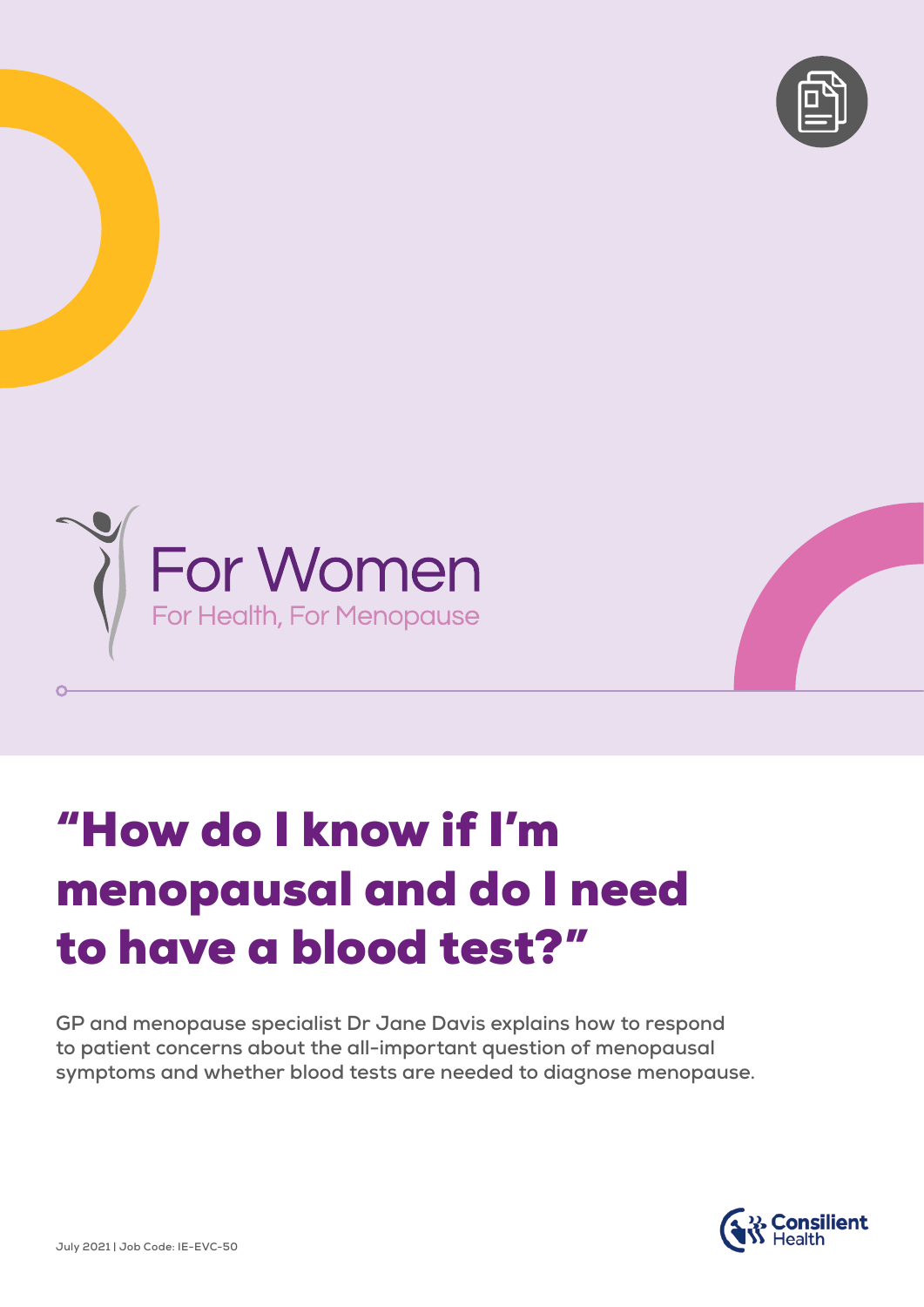For Women

For Health, For Menopause

# "How do I know if I'm menopausal and do I need to have a blood test?"

**GP and menopause specialist Dr Jane Davis explains how to respond to patient concerns about the all-important question of menopausal symptoms and whether blood tests are needed to diagnose menopause.**

Consilient Health

July 2021 | Job Code: IE-EVC-50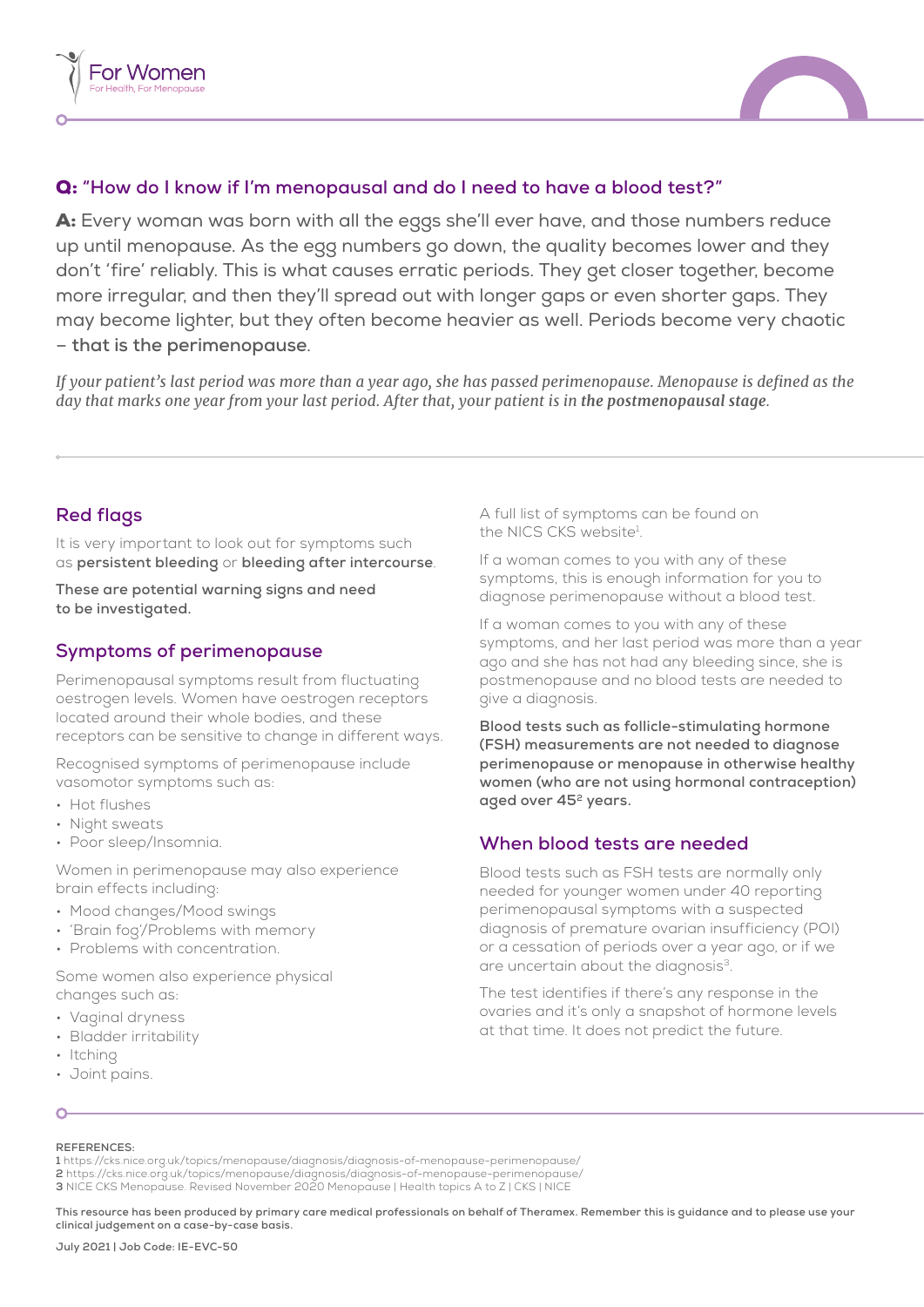**Q: "How do I know if I'm menopausal and do I need to have a blood test?"**

**A:** Every woman was born with all the eggs she'll ever have, and those numbers reduce up until menopause. As the egg numbers go down, the quality becomes lower and they don't 'fire' reliably. This is what causes erratic periods. They get closer together, become more irregular, and then they'll spread out with longer gaps or even shorter gaps. They may become lighter, but they often become heavier as well. Periods become very chaotic – **that is the perimenopause**.

*If your patient's last period was more than a year ago, she has passed perimenopause. Menopause is defined as the day that marks one year from your last period. After that, your patient is in* ***the postmenopausal stage****.*

## Red flags

It is very important to look out for symptoms such as **persistent bleeding** or **bleeding after intercourse**.

**These are potential warning signs and need to be investigated.**

## Symptoms of perimenopause

Perimenopausal symptoms result from fluctuating oestrogen levels. Women have oestrogen receptors located around their whole bodies, and these receptors can be sensitive to change in different ways.

Recognised symptoms of perimenopause include vasomotor symptoms such as:

- Hot flushes
- Night sweats
- Poor sleep/Insomnia.

Women in perimenopause may also experience brain effects including:

- Mood changes/Mood swings
- 'Brain fog'/Problems with memory
- Problems with concentration.

Some women also experience physical changes such as:

- Vaginal dryness
- Bladder irritability
- Itching
- Joint pains.

A full list of symptoms can be found on the NICS CKS website[1].

If a woman comes to you with any of these symptoms, this is enough information for you to diagnose perimenopause without a blood test.

If a woman comes to you with any of these symptoms, and her last period was more than a year ago and she has not had any bleeding since, she is postmenopause and no blood tests are needed to give a diagnosis.

**Blood tests such as follicle-stimulating hormone (FSH) measurements are not needed to diagnose perimenopause or menopause in otherwise healthy women (who are not using hormonal contraception) aged over 45[2] years.**

## When blood tests are needed

Blood tests such as FSH tests are normally only needed for younger women under 40 reporting perimenopausal symptoms with a suspected diagnosis of premature ovarian insufficiency (POI) or a cessation of periods over a year ago, or if we are uncertain about the diagnosis[3].

The test identifies if there's any response in the ovaries and it's only a snapshot of hormone levels at that time. It does not predict the future.

**REFERENCES:**

**1** https://cks.nice.org.uk/topics/menopause/diagnosis/diagnosis-of-menopause-perimenopause/
**2** https://cks.nice.org.uk/topics/menopause/diagnosis/diagnosis-of-menopause-perimenopause/
**3** NICE CKS Menopause. Revised November 2020 Menopause | Health topics A to Z | CKS | NICE

**This resource has been produced by primary care medical professionals on behalf of Theramex. Remember this is guidance and to please use your clinical judgement on a case-by-case basis.**

**July 2021 | Job Code: IE-EVC-50**